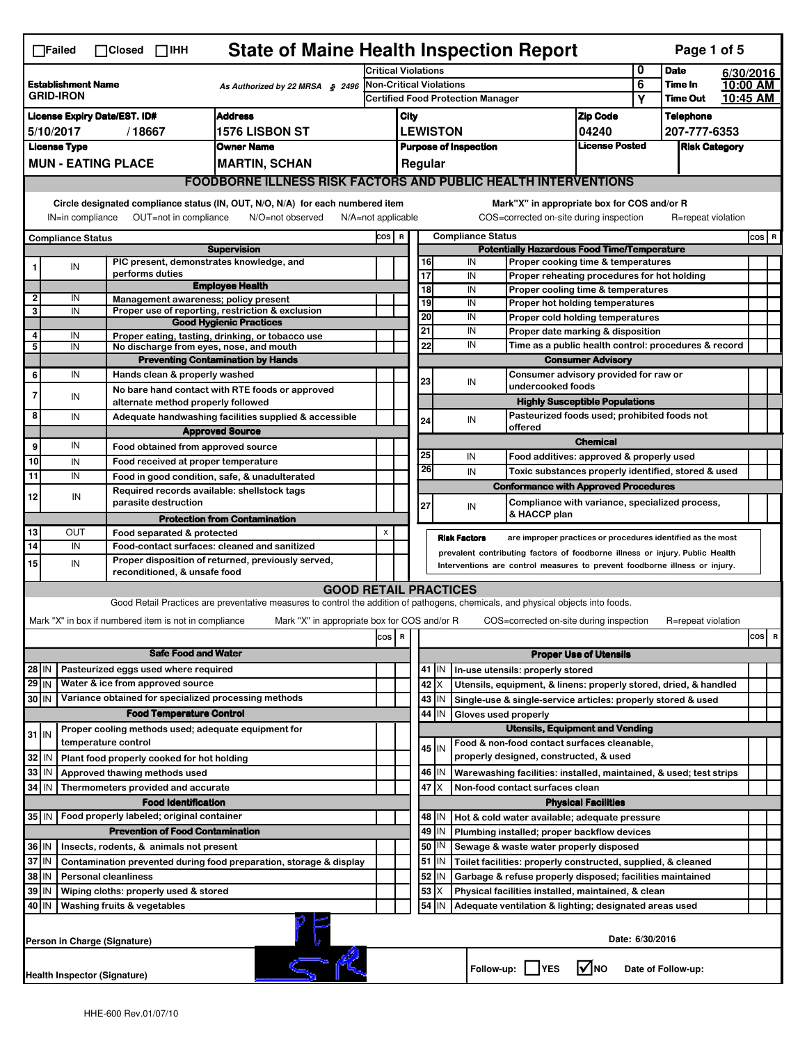☐Failed ☐Closed ☐IHH

# State of Maine Health Inspection Report

| Establishment Name | As Authorized by 22 MRSA § 2496 | Critical Violations | 0 | Date | 6/30/2016 |
|---|---|---|---|---|---|
| GRID-IRON | | Non-Critical Violations | 6 | Time In | 10:00 AM |
| | | Certified Food Protection Manager | Y | Time Out | 10:45 AM |

| License Expiry Date/EST. ID# | Address | City | Zip Code | Telephone |
|---|---|---|---|---|
| 5/10/2017 / 18667 | 1576 LISBON ST | LEWISTON | 04240 | 207-777-6353 |

| License Type | Owner Name | Purpose of Inspection | License Posted | Risk Category |
|---|---|---|---|---|
| MUN - EATING PLACE | MARTIN, SCHAN | Regular | | |

## FOODBORNE ILLNESS RISK FACTORS AND PUBLIC HEALTH INTERVENTIONS

Circle designated compliance status (IN, OUT, N/O, N/A) for each numbered item — IN=in compliance OUT=not in compliance N/O=not observed N/A=not applicable

Mark"X" in appropriate box for COS and/or R — COS=corrected on-site during inspection R=repeat violation

| # | Compliance Status | Item | COS | R |
|---|---|---|---|---|
| | | **Supervision** | | |
| 1 | IN | PIC present, demonstrates knowledge, and performs duties | | |
| | | **Employee Health** | | |
| 2 | IN | Management awareness; policy present | | |
| 3 | IN | Proper use of reporting, restriction & exclusion | | |
| | | **Good Hygienic Practices** | | |
| 4 | IN | Proper eating, tasting, drinking, or tobacco use | | |
| 5 | IN | No discharge from eyes, nose, and mouth | | |
| | | **Preventing Contamination by Hands** | | |
| 6 | IN | Hands clean & properly washed | | |
| 7 | IN | No bare hand contact with RTE foods or approved alternate method properly followed | | |
| 8 | IN | Adequate handwashing facilities supplied & accessible | | |
| | | **Approved Source** | | |
| 9 | IN | Food obtained from approved source | | |
| 10 | IN | Food received at proper temperature | | |
| 11 | IN | Food in good condition, safe, & unadulterated | | |
| 12 | IN | Required records available: shellstock tags parasite destruction | | |
| | | **Protection from Contamination** | | |
| 13 | OUT | Food separated & protected | X | |
| 14 | IN | Food-contact surfaces: cleaned and sanitized | | |
| 15 | IN | Proper disposition of returned, previously served, reconditioned, & unsafe food | | |
| | | **Potentially Hazardous Food Time/Temperature** | | |
| 16 | IN | Proper cooking time & temperatures | | |
| 17 | IN | Proper reheating procedures for hot holding | | |
| 18 | IN | Proper cooling time & temperatures | | |
| 19 | IN | Proper hot holding temperatures | | |
| 20 | IN | Proper cold holding temperatures | | |
| 21 | IN | Proper date marking & disposition | | |
| 22 | IN | Time as a public health control: procedures & record | | |
| | | **Consumer Advisory** | | |
| 23 | IN | Consumer advisory provided for raw or undercooked foods | | |
| | | **Highly Susceptible Populations** | | |
| 24 | IN | Pasteurized foods used; prohibited foods not offered | | |
| | | **Chemical** | | |
| 25 | IN | Food additives: approved & properly used | | |
| 26 | IN | Toxic substances properly identified, stored & used | | |
| | | **Conformance with Approved Procedures** | | |
| 27 | IN | Compliance with variance, specialized process, & HACCP plan | | |

**Risk Factors** are improper practices or procedures identified as the most prevalent contributing factors of foodborne illness or injury. Public Health Interventions are control measures to prevent foodborne illness or injury.

## GOOD RETAIL PRACTICES

Good Retail Practices are preventative measures to control the addition of pathogens, chemicals, and physical objects into foods.

Mark "X" in box if numbered item is not in compliance — Mark "X" in appropriate box for COS and/or R — COS=corrected on-site during inspection R=repeat violation

| # | Status | Item | COS | R |
|---|---|---|---|---|
| | | **Safe Food and Water** | | |
| 28 | IN | Pasteurized eggs used where required | | |
| 29 | IN | Water & ice from approved source | | |
| 30 | IN | Variance obtained for specialized processing methods | | |
| | | **Food Temperature Control** | | |
| 31 | IN | Proper cooling methods used; adequate equipment for temperature control | | |
| 32 | IN | Plant food properly cooked for hot holding | | |
| 33 | IN | Approved thawing methods used | | |
| 34 | IN | Thermometers provided and accurate | | |
| | | **Food Identification** | | |
| 35 | IN | Food properly labeled; original container | | |
| | | **Prevention of Food Contamination** | | |
| 36 | IN | Insects, rodents, & animals not present | | |
| 37 | IN | Contamination prevented during food preparation, storage & display | | |
| 38 | IN | Personal cleanliness | | |
| 39 | IN | Wiping cloths: properly used & stored | | |
| 40 | IN | Washing fruits & vegetables | | |
| | | **Proper Use of Utensils** | | |
| 41 | IN | In-use utensils: properly stored | | |
| 42 | X | Utensils, equipment, & linens: properly stored, dried, & handled | | |
| 43 | IN | Single-use & single-service articles: properly stored & used | | |
| 44 | IN | Gloves used properly | | |
| | | **Utensils, Equipment and Vending** | | |
| 45 | IN | Food & non-food contact surfaces cleanable, properly designed, constructed, & used | | |
| 46 | IN | Warewashing facilities: installed, maintained, & used; test strips | | |
| 47 | X | Non-food contact surfaces clean | | |
| | | **Physical Facilities** | | |
| 48 | IN | Hot & cold water available; adequate pressure | | |
| 49 | IN | Plumbing installed; proper backflow devices | | |
| 50 | IN | Sewage & waste water properly disposed | | |
| 51 | IN | Toilet facilities: properly constructed, supplied, & cleaned | | |
| 52 | IN | Garbage & refuse properly disposed; facilities maintained | | |
| 53 | X | Physical facilities installed, maintained, & clean | | |
| 54 | IN | Adequate ventilation & lighting; designated areas used | | |

Person in Charge (Signature)

Date: 6/30/2016

Health Inspector (Signature)

Follow-up: ☐ YES ☑ NO Date of Follow-up:

HHE-600 Rev.01/07/10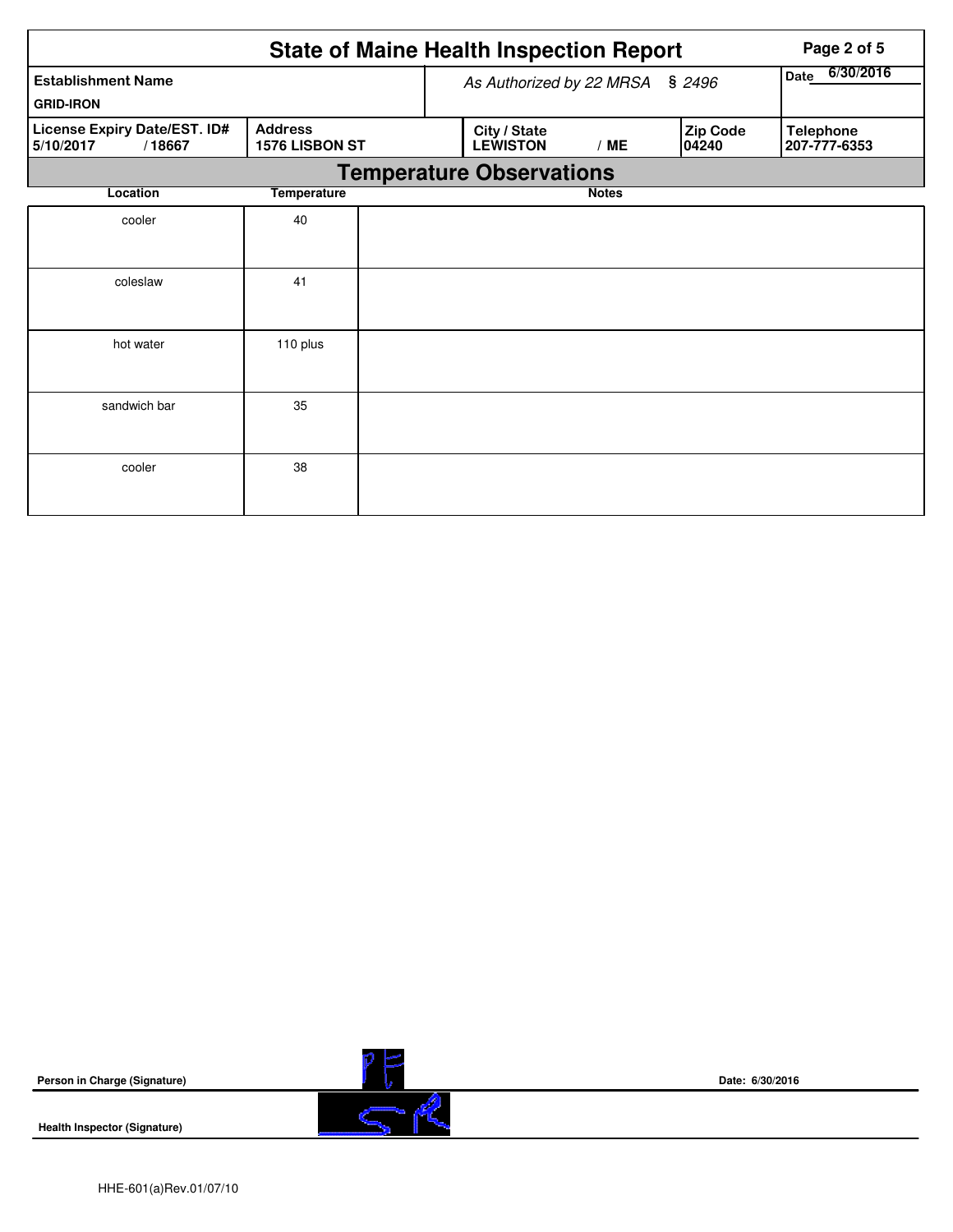# State of Maine Health Inspection Report

| Establishment Name | As Authorized by 22 MRSA § 2496 | Date 6/30/2016 |
|---|---|---|
| GRID-IRON | | |

| License Expiry Date/EST. ID# | Address | City / State | Zip Code | Telephone |
|---|---|---|---|---|
| 5/10/2017 / 18667 | 1576 LISBON ST | LEWISTON / ME | 04240 | 207-777-6353 |

## Temperature Observations

| Location | Temperature | Notes |
|---|---|---|
| cooler | 40 | |
| coleslaw | 41 | |
| hot water | 110 plus | |
| sandwich bar | 35 | |
| cooler | 38 | |

**Person in Charge (Signature)** Date: 6/30/2016

**Health Inspector (Signature)**

HHE-601(a)Rev.01/07/10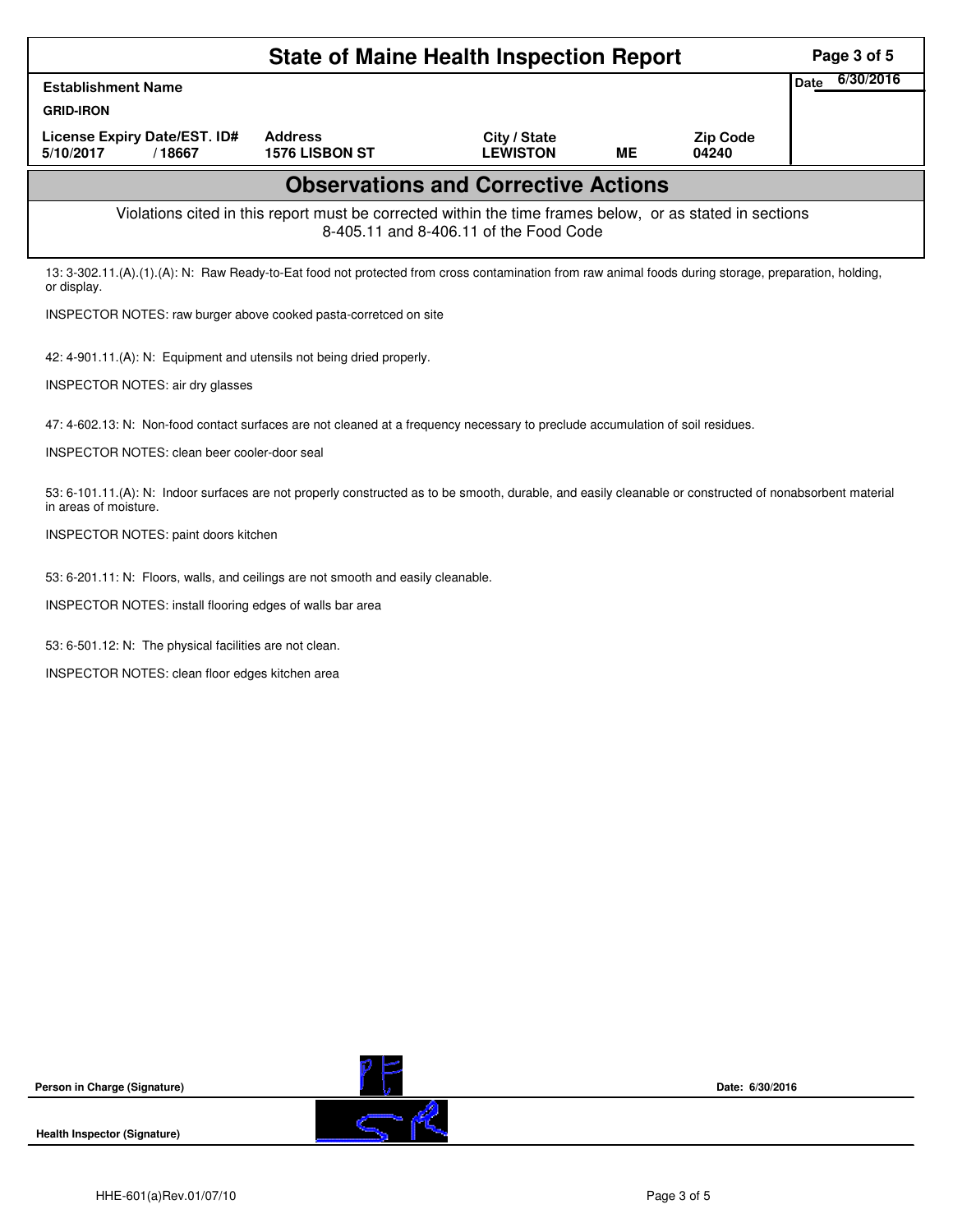# State of Maine Health Inspection Report

| Establishment Name | | | | | Date 6/30/2016 |
|---|---|---|---|---|---|
| GRID-IRON | | | | | |
| License Expiry Date/EST. ID# | | Address | City / State | | Zip Code |
| 5/10/2017 | / 18667 | 1576 LISBON ST | LEWISTON | ME | 04240 |

## Observations and Corrective Actions

Violations cited in this report must be corrected within the time frames below, or as stated in sections 8-405.11 and 8-406.11 of the Food Code

13: 3-302.11.(A).(1).(A): N: Raw Ready-to-Eat food not protected from cross contamination from raw animal foods during storage, preparation, holding, or display.

INSPECTOR NOTES: raw burger above cooked pasta-corretced on site

42: 4-901.11.(A): N: Equipment and utensils not being dried properly.

INSPECTOR NOTES: air dry glasses

47: 4-602.13: N: Non-food contact surfaces are not cleaned at a frequency necessary to preclude accumulation of soil residues.

INSPECTOR NOTES: clean beer cooler-door seal

53: 6-101.11.(A): N: Indoor surfaces are not properly constructed as to be smooth, durable, and easily cleanable or constructed of nonabsorbent material in areas of moisture.

INSPECTOR NOTES: paint doors kitchen

53: 6-201.11: N: Floors, walls, and ceilings are not smooth and easily cleanable.

INSPECTOR NOTES: install flooring edges of walls bar area

53: 6-501.12: N: The physical facilities are not clean.

INSPECTOR NOTES: clean floor edges kitchen area

Person in Charge (Signature)

Date: 6/30/2016

Health Inspector (Signature)

HHE-601(a)Rev.01/07/10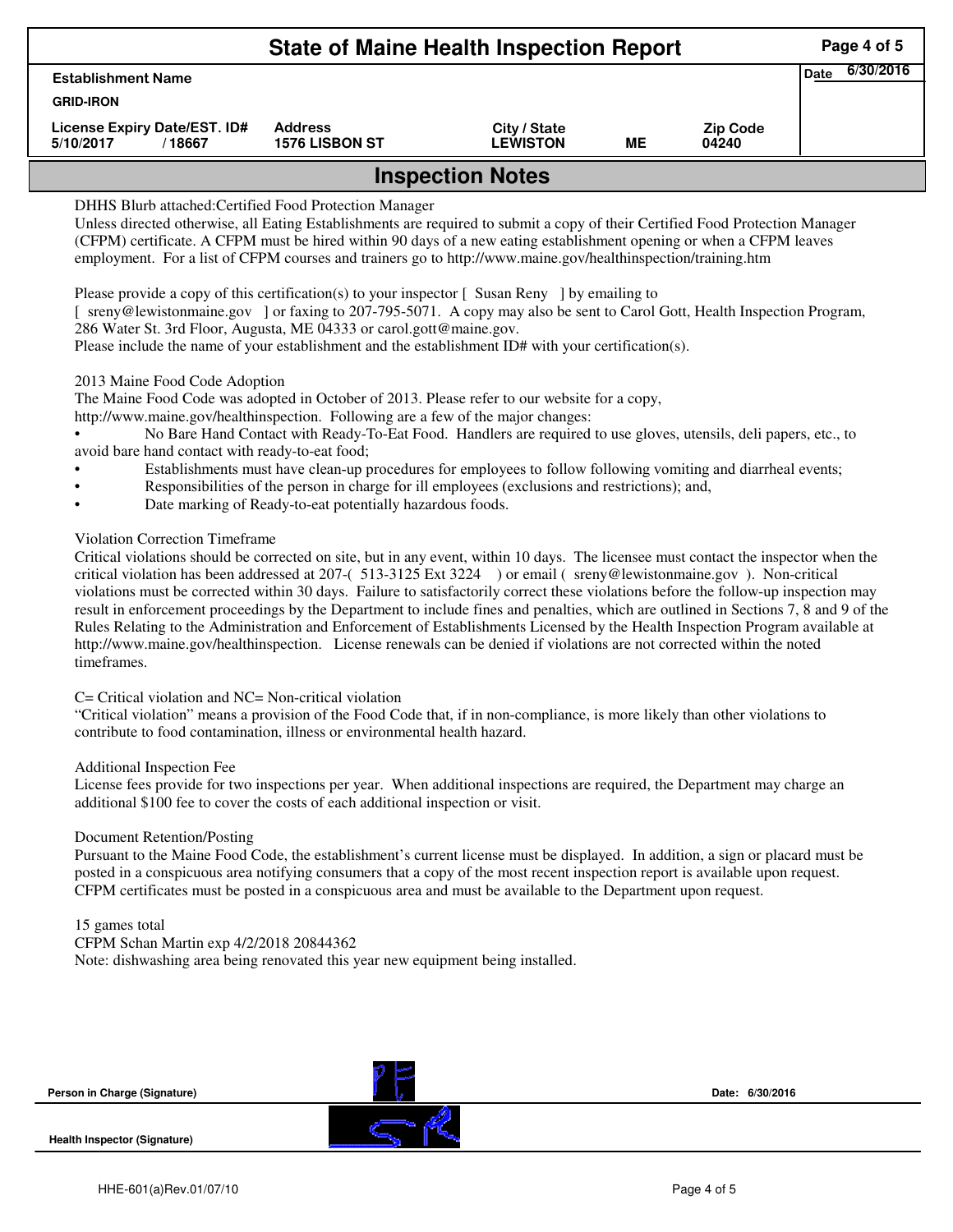# State of Maine Health Inspection Report

| Establishment Name | | | | | Date 6/30/2016 |
|---|---|---|---|---|---|
| GRID-IRON | | | | | |
| License Expiry Date/EST. ID# | Address | City / State | | Zip Code | |
| 5/10/2017 / 18667 | 1576 LISBON ST | LEWISTON | ME | 04240 | |

## Inspection Notes

DHHS Blurb attached:Certified Food Protection Manager

Unless directed otherwise, all Eating Establishments are required to submit a copy of their Certified Food Protection Manager (CFPM) certificate. A CFPM must be hired within 90 days of a new eating establishment opening or when a CFPM leaves employment. For a list of CFPM courses and trainers go to http://www.maine.gov/healthinspection/training.htm

Please provide a copy of this certification(s) to your inspector [ Susan Reny ] by emailing to [ sreny@lewistonmaine.gov ] or faxing to 207-795-5071. A copy may also be sent to Carol Gott, Health Inspection Program, 286 Water St. 3rd Floor, Augusta, ME 04333 or carol.gott@maine.gov.

Please include the name of your establishment and the establishment ID# with your certification(s).

2013 Maine Food Code Adoption

The Maine Food Code was adopted in October of 2013. Please refer to our website for a copy, http://www.maine.gov/healthinspection. Following are a few of the major changes:

- No Bare Hand Contact with Ready-To-Eat Food. Handlers are required to use gloves, utensils, deli papers, etc., to avoid bare hand contact with ready-to-eat food;
- Establishments must have clean-up procedures for employees to follow following vomiting and diarrheal events;
- Responsibilities of the person in charge for ill employees (exclusions and restrictions); and,
- Date marking of Ready-to-eat potentially hazardous foods.

Violation Correction Timeframe

Critical violations should be corrected on site, but in any event, within 10 days. The licensee must contact the inspector when the critical violation has been addressed at 207-( 513-3125 Ext 3224 ) or email ( sreny@lewistonmaine.gov ). Non-critical violations must be corrected within 30 days. Failure to satisfactorily correct these violations before the follow-up inspection may result in enforcement proceedings by the Department to include fines and penalties, which are outlined in Sections 7, 8 and 9 of the Rules Relating to the Administration and Enforcement of Establishments Licensed by the Health Inspection Program available at http://www.maine.gov/healthinspection. License renewals can be denied if violations are not corrected within the noted timeframes.

C= Critical violation and NC= Non-critical violation

"Critical violation" means a provision of the Food Code that, if in non-compliance, is more likely than other violations to contribute to food contamination, illness or environmental health hazard.

Additional Inspection Fee

License fees provide for two inspections per year. When additional inspections are required, the Department may charge an additional $100 fee to cover the costs of each additional inspection or visit.

Document Retention/Posting

Pursuant to the Maine Food Code, the establishment's current license must be displayed. In addition, a sign or placard must be posted in a conspicuous area notifying consumers that a copy of the most recent inspection report is available upon request. CFPM certificates must be posted in a conspicuous area and must be available to the Department upon request.

15 games total

CFPM Schan Martin exp 4/2/2018 20844362

Note: dishwashing area being renovated this year new equipment being installed.

**Person in Charge (Signature)** Date: 6/30/2016

**Health Inspector (Signature)**

HHE-601(a)Rev.01/07/10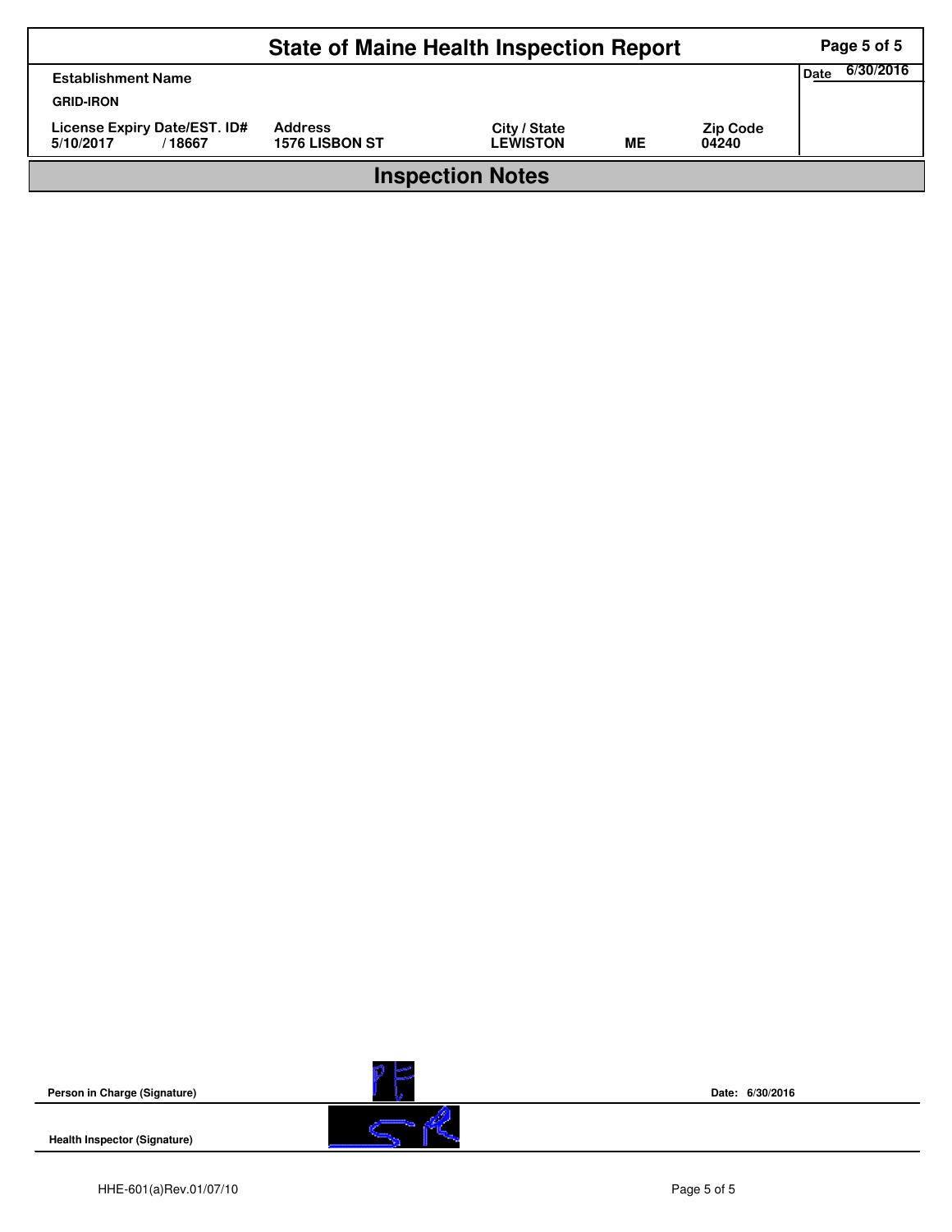# State of Maine Health Inspection Report

| Establishment Name | | | | | Date 6/30/2016 |
|---|---|---|---|---|---|
| GRID-IRON | | | | | |
| License Expiry Date/EST. ID# | Address | City / State | | Zip Code | |
| 5/10/2017 / 18667 | 1576 LISBON ST | LEWISTON | ME | 04240 | |

## Inspection Notes

Person in Charge (Signature)

Date: 6/30/2016

Health Inspector (Signature)

HHE-601(a)Rev.01/07/10